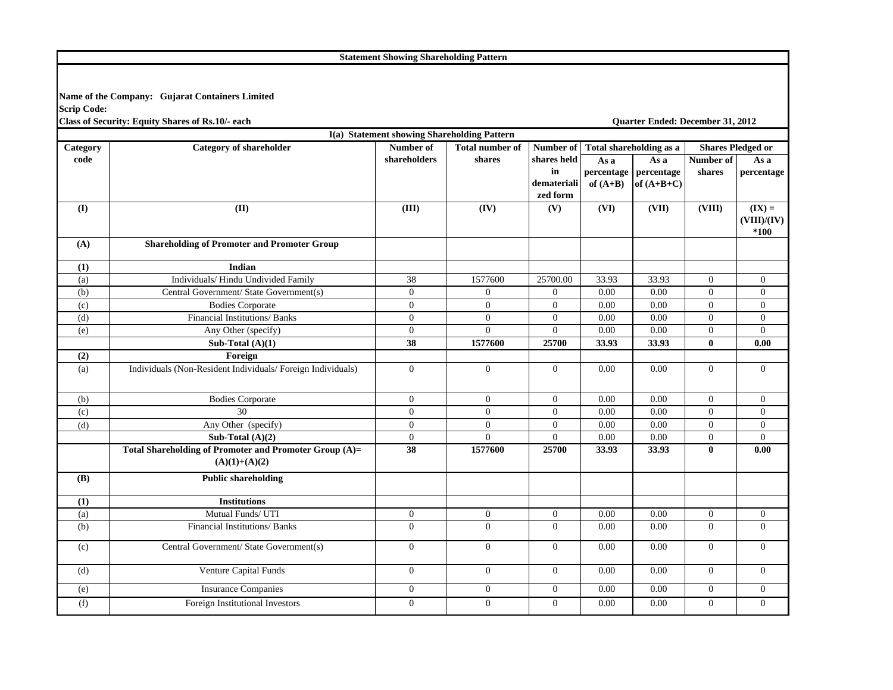**Statement Showing Shareholding Pattern**

**Name of the Company: Gujarat Containers Limited**

**Scrip Code:**

**Class of Security: Equity Shares of Rs.10/- each**

**Quarter Ended: December 31, 2012**

**I(a) Statement showing Shareholding Pattern**

| Category code | Category of shareholder | Number of shareholders | Total number of shares | Number of shares held in dematerialized form | Total shareholding as a | | Shares Pledged or | |
|---|---|---|---|---|---|---|---|---|
| | | | | | As a percentage of (A+B) | As a percentage of (A+B+C) | Number of shares | As a percentage |
| (I) | (II) | (III) | (IV) | (V) | (VI) | (VII) | (VIII) | (IX) = (VIII)/(IV) *100 |
| **(A)** | **Shareholding of Promoter and Promoter Group** | | | | | | | |
| **(1)** | **Indian** | | | | | | | |
| (a) | Individuals/ Hindu Undivided Family | 38 | 1577600 | 25700.00 | 33.93 | 33.93 | 0 | 0 |
| (b) | Central Government/ State Government(s) | 0 | 0 | 0 | 0.00 | 0.00 | 0 | 0 |
| (c) | Bodies Corporate | 0 | 0 | 0 | 0.00 | 0.00 | 0 | 0 |
| (d) | Financial Institutions/ Banks | 0 | 0 | 0 | 0.00 | 0.00 | 0 | 0 |
| (e) | Any Other (specify) | 0 | 0 | 0 | 0.00 | 0.00 | 0 | 0 |
| | **Sub-Total (A)(1)** | **38** | **1577600** | **25700** | **33.93** | **33.93** | **0** | **0.00** |
| **(2)** | **Foreign** | | | | | | | |
| (a) | Individuals (Non-Resident Individuals/ Foreign Individuals) | 0 | 0 | 0 | 0.00 | 0.00 | 0 | 0 |
| (b) | Bodies Corporate | 0 | 0 | 0 | 0.00 | 0.00 | 0 | 0 |
| (c) | 30 | 0 | 0 | 0 | 0.00 | 0.00 | 0 | 0 |
| (d) | Any Other (specify) | 0 | 0 | 0 | 0.00 | 0.00 | 0 | 0 |
| | **Sub-Total (A)(2)** | 0 | 0 | 0 | 0.00 | 0.00 | 0 | 0 |
| | **Total Shareholding of Promoter and Promoter Group (A)= (A)(1)+(A)(2)** | **38** | **1577600** | **25700** | **33.93** | **33.93** | **0** | **0.00** |
| **(B)** | **Public shareholding** | | | | | | | |
| **(1)** | **Institutions** | | | | | | | |
| (a) | Mutual Funds/ UTI | 0 | 0 | 0 | 0.00 | 0.00 | 0 | 0 |
| (b) | Financial Institutions/ Banks | 0 | 0 | 0 | 0.00 | 0.00 | 0 | 0 |
| (c) | Central Government/ State Government(s) | 0 | 0 | 0 | 0.00 | 0.00 | 0 | 0 |
| (d) | Venture Capital Funds | 0 | 0 | 0 | 0.00 | 0.00 | 0 | 0 |
| (e) | Insurance Companies | 0 | 0 | 0 | 0.00 | 0.00 | 0 | 0 |
| (f) | Foreign Institutional Investors | 0 | 0 | 0 | 0.00 | 0.00 | 0 | 0 |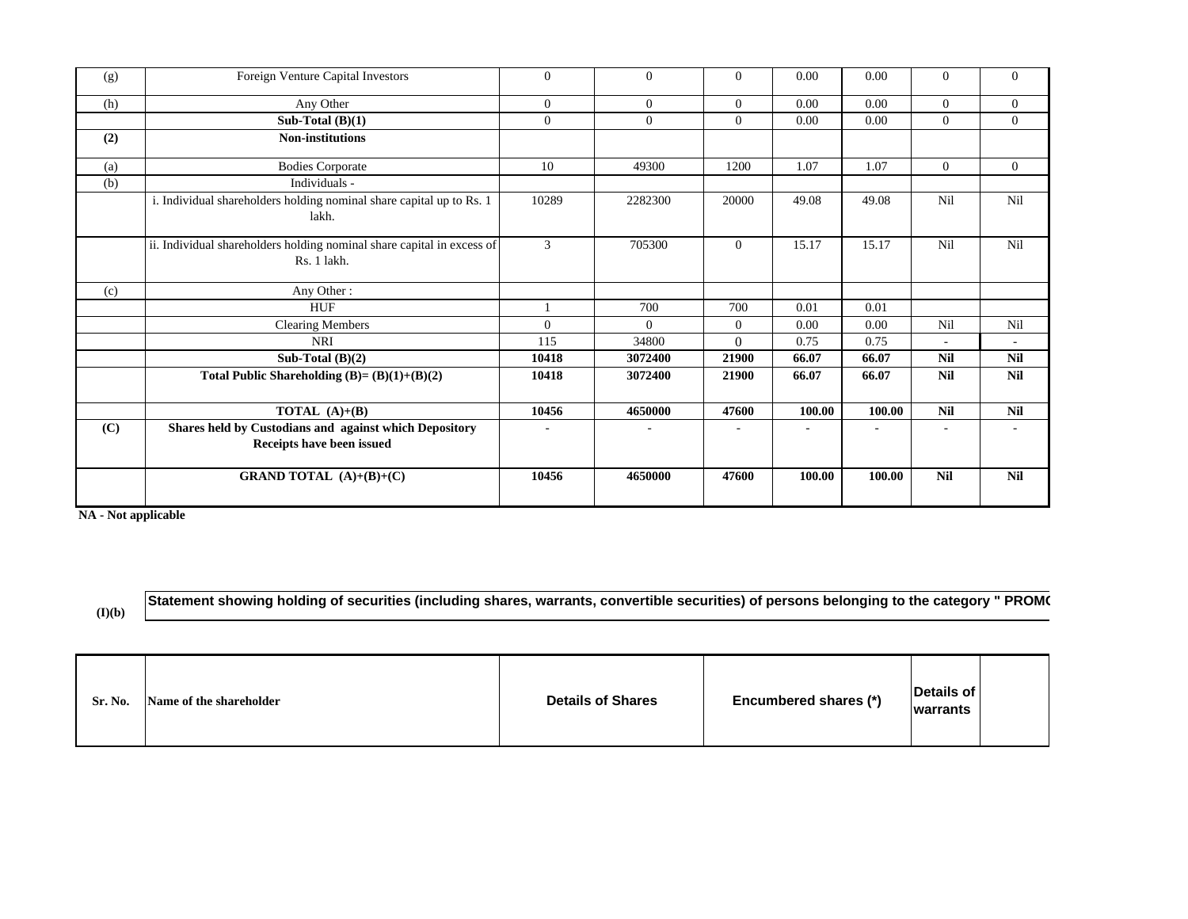| (g) | Foreign Venture Capital Investors | 0 | 0 | 0 | 0.00 | 0.00 | 0 | 0 |
|---|---|---|---|---|---|---|---|---|
| (h) | Any Other | 0 | 0 | 0 | 0.00 | 0.00 | 0 | 0 |
| | **Sub-Total (B)(1)** | 0 | 0 | 0 | 0.00 | 0.00 | 0 | 0 |
| **(2)** | **Non-institutions** | | | | | | | |
| (a) | Bodies Corporate | 10 | 49300 | 1200 | 1.07 | 1.07 | 0 | 0 |
| (b) | Individuals - | | | | | | | |
| | i. Individual shareholders holding nominal share capital up to Rs. 1 lakh. | 10289 | 2282300 | 20000 | 49.08 | 49.08 | Nil | Nil |
| | ii. Individual shareholders holding nominal share capital in excess of Rs. 1 lakh. | 3 | 705300 | 0 | 15.17 | 15.17 | Nil | Nil |
| (c) | Any Other : | | | | | | | |
| | HUF | 1 | 700 | 700 | 0.01 | 0.01 | | |
| | Clearing Members | 0 | 0 | 0 | 0.00 | 0.00 | Nil | Nil |
| | NRI | 115 | 34800 | 0 | 0.75 | 0.75 | - | - |
| | **Sub-Total (B)(2)** | **10418** | **3072400** | **21900** | **66.07** | **66.07** | **Nil** | **Nil** |
| | **Total Public Shareholding (B)= (B)(1)+(B)(2)** | **10418** | **3072400** | **21900** | **66.07** | **66.07** | **Nil** | **Nil** |
| | **TOTAL (A)+(B)** | **10456** | **4650000** | **47600** | **100.00** | **100.00** | **Nil** | **Nil** |
| **(C)** | **Shares held by Custodians and against which Depository Receipts have been issued** | - | - | - | - | - | - | - |
| | **GRAND TOTAL (A)+(B)+(C)** | **10456** | **4650000** | **47600** | **100.00** | **100.00** | **Nil** | **Nil** |

**NA - Not applicable**

**(I)(b)** **Statement showing holding of securities (including shares, warrants, convertible securities) of persons belonging to the category " PROMO**

| Sr. No. | Name of the shareholder | Details of Shares | Encumbered shares (*) | Details of warrants | |
|---|---|---|---|---|---|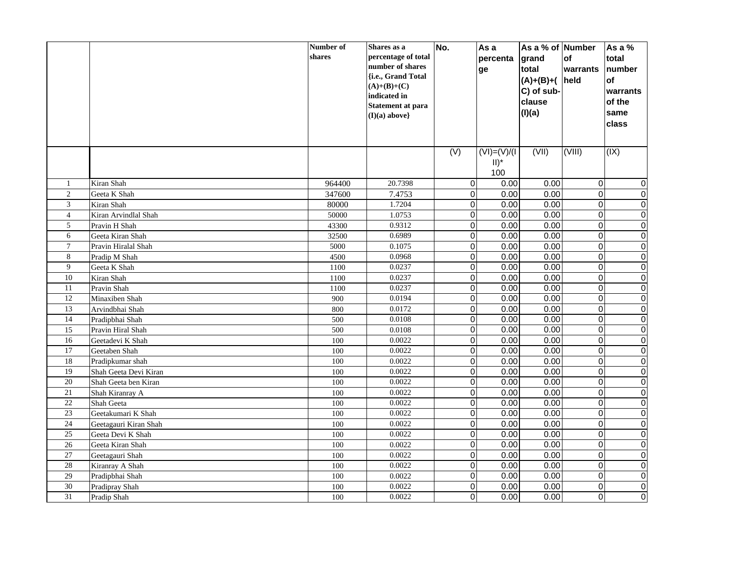| | | Number of shares | Shares as a percentage of total number of shares {i.e., Grand Total (A)+(B)+(C) indicated in Statement at para (I)(a) above} | No. | As a percentage | As a % of grand total (A)+(B)+(C) of sub-clause (I)(a) | Number of warrants held | As a % total number of warrants of the same class |
|---|---|---|---|---|---|---|---|---|
| | | | | (V) | (VI)=(V)/(III)* 100 | (VII) | (VIII) | (IX) |
| 1 | Kiran Shah | 964400 | 20.7398 | 0 | 0.00 | 0.00 | 0 | 0 |
| 2 | Geeta K Shah | 347600 | 7.4753 | 0 | 0.00 | 0.00 | 0 | 0 |
| 3 | Kiran Shah | 80000 | 1.7204 | 0 | 0.00 | 0.00 | 0 | 0 |
| 4 | Kiran Arvindlal Shah | 50000 | 1.0753 | 0 | 0.00 | 0.00 | 0 | 0 |
| 5 | Pravin H Shah | 43300 | 0.9312 | 0 | 0.00 | 0.00 | 0 | 0 |
| 6 | Geeta Kiran Shah | 32500 | 0.6989 | 0 | 0.00 | 0.00 | 0 | 0 |
| 7 | Pravin Hiralal Shah | 5000 | 0.1075 | 0 | 0.00 | 0.00 | 0 | 0 |
| 8 | Pradip M Shah | 4500 | 0.0968 | 0 | 0.00 | 0.00 | 0 | 0 |
| 9 | Geeta K Shah | 1100 | 0.0237 | 0 | 0.00 | 0.00 | 0 | 0 |
| 10 | Kiran Shah | 1100 | 0.0237 | 0 | 0.00 | 0.00 | 0 | 0 |
| 11 | Pravin Shah | 1100 | 0.0237 | 0 | 0.00 | 0.00 | 0 | 0 |
| 12 | Minaxiben Shah | 900 | 0.0194 | 0 | 0.00 | 0.00 | 0 | 0 |
| 13 | Arvindbhai Shah | 800 | 0.0172 | 0 | 0.00 | 0.00 | 0 | 0 |
| 14 | Pradipbhai Shah | 500 | 0.0108 | 0 | 0.00 | 0.00 | 0 | 0 |
| 15 | Pravin Hiral Shah | 500 | 0.0108 | 0 | 0.00 | 0.00 | 0 | 0 |
| 16 | Geetadevi K Shah | 100 | 0.0022 | 0 | 0.00 | 0.00 | 0 | 0 |
| 17 | Geetaben Shah | 100 | 0.0022 | 0 | 0.00 | 0.00 | 0 | 0 |
| 18 | Pradipkumar shah | 100 | 0.0022 | 0 | 0.00 | 0.00 | 0 | 0 |
| 19 | Shah Geeta Devi Kiran | 100 | 0.0022 | 0 | 0.00 | 0.00 | 0 | 0 |
| 20 | Shah Geeta ben Kiran | 100 | 0.0022 | 0 | 0.00 | 0.00 | 0 | 0 |
| 21 | Shah Kiranray A | 100 | 0.0022 | 0 | 0.00 | 0.00 | 0 | 0 |
| 22 | Shah Geeta | 100 | 0.0022 | 0 | 0.00 | 0.00 | 0 | 0 |
| 23 | Geetakumari K Shah | 100 | 0.0022 | 0 | 0.00 | 0.00 | 0 | 0 |
| 24 | Geetagauri Kiran Shah | 100 | 0.0022 | 0 | 0.00 | 0.00 | 0 | 0 |
| 25 | Geeta Devi K Shah | 100 | 0.0022 | 0 | 0.00 | 0.00 | 0 | 0 |
| 26 | Geeta Kiran Shah | 100 | 0.0022 | 0 | 0.00 | 0.00 | 0 | 0 |
| 27 | Geetagauri Shah | 100 | 0.0022 | 0 | 0.00 | 0.00 | 0 | 0 |
| 28 | Kiranray A Shah | 100 | 0.0022 | 0 | 0.00 | 0.00 | 0 | 0 |
| 29 | Pradipbhai Shah | 100 | 0.0022 | 0 | 0.00 | 0.00 | 0 | 0 |
| 30 | Pradipray Shah | 100 | 0.0022 | 0 | 0.00 | 0.00 | 0 | 0 |
| 31 | Pradip Shah | 100 | 0.0022 | 0 | 0.00 | 0.00 | 0 | 0 |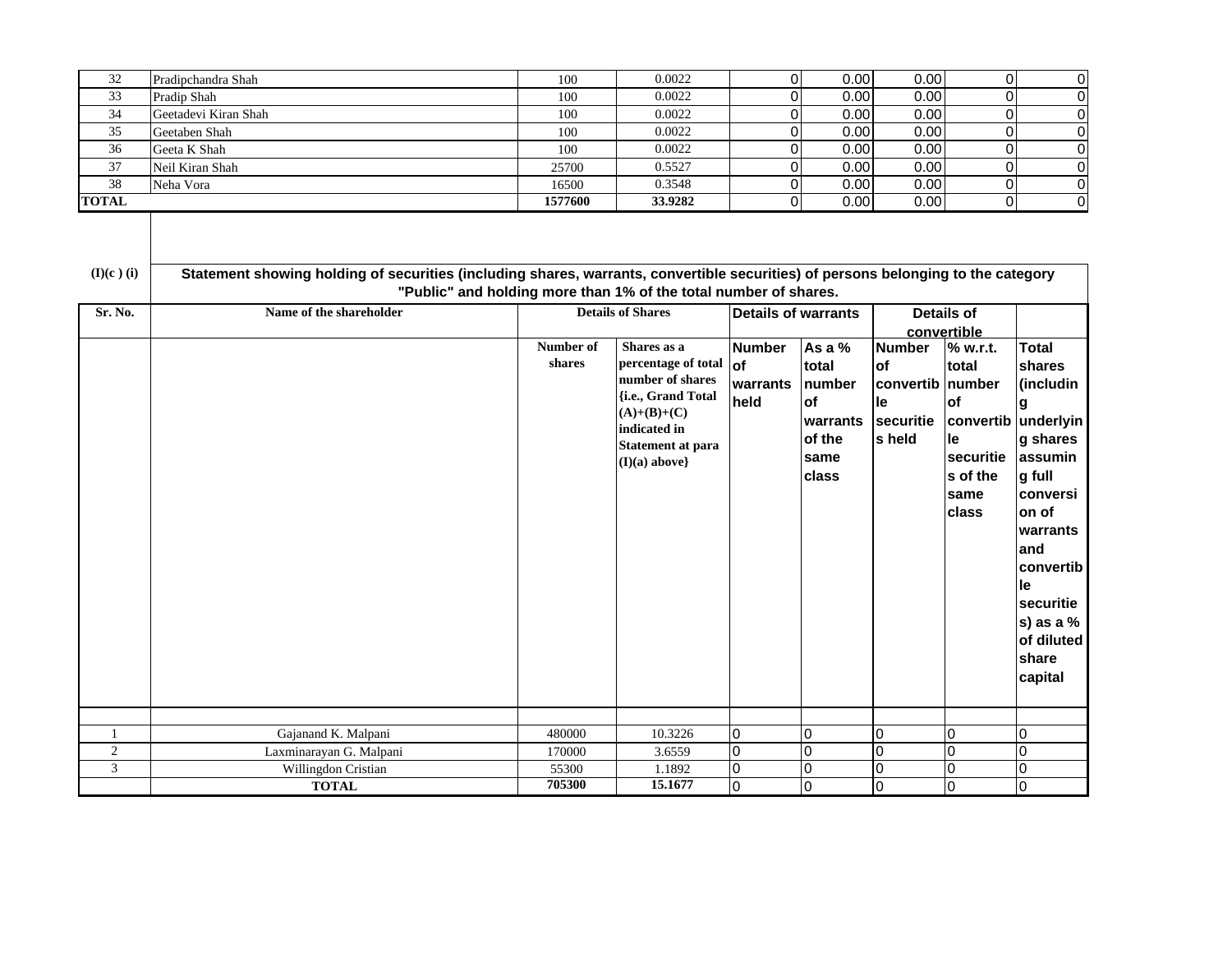| 32 | Pradipchandra Shah | 100 | 0.0022 | 0 | 0.00 | 0.00 | 0 | 0 |
|---|---|---|---|---|---|---|---|---|
| 33 | Pradip Shah | 100 | 0.0022 | 0 | 0.00 | 0.00 | 0 | 0 |
| 34 | Geetadevi Kiran Shah | 100 | 0.0022 | 0 | 0.00 | 0.00 | 0 | 0 |
| 35 | Geetaben Shah | 100 | 0.0022 | 0 | 0.00 | 0.00 | 0 | 0 |
| 36 | Geeta K Shah | 100 | 0.0022 | 0 | 0.00 | 0.00 | 0 | 0 |
| 37 | Neil Kiran Shah | 25700 | 0.5527 | 0 | 0.00 | 0.00 | 0 | 0 |
| 38 | Neha Vora | 16500 | 0.3548 | 0 | 0.00 | 0.00 | 0 | 0 |
| **TOTAL** | | **1577600** | **33.9282** | 0 | 0.00 | 0.00 | 0 | 0 |

**(I)(c ) (i)** **Statement showing holding of securities (including shares, warrants, convertible securities) of persons belonging to the category "Public" and holding more than 1% of the total number of shares.**

| Sr. No. | Name of the shareholder | Details of Shares | | Details of warrants | | Details of convertible | | |
|---|---|---|---|---|---|---|---|---|
| | | Number of shares | Shares as a percentage of total number of shares {i.e., Grand Total (A)+(B)+(C) indicated in Statement at para (I)(a) above} | Number of warrants held | As a % total number of warrants of the same class | Number of convertible securities held | % w.r.t. total number of convertible securities of the same class | Total shares (including underlying shares assuming full conversion of warrants and convertible securities) as a % of diluted share capital |
| | | | | | | | | |
| 1 | Gajanand K. Malpani | 480000 | 10.3226 | 0 | 0 | 0 | 0 | 0 |
| 2 | Laxminarayan G. Malpani | 170000 | 3.6559 | 0 | 0 | 0 | 0 | 0 |
| 3 | Willingdon Cristian | 55300 | 1.1892 | 0 | 0 | 0 | 0 | 0 |
| | **TOTAL** | **705300** | **15.1677** | 0 | 0 | 0 | 0 | 0 |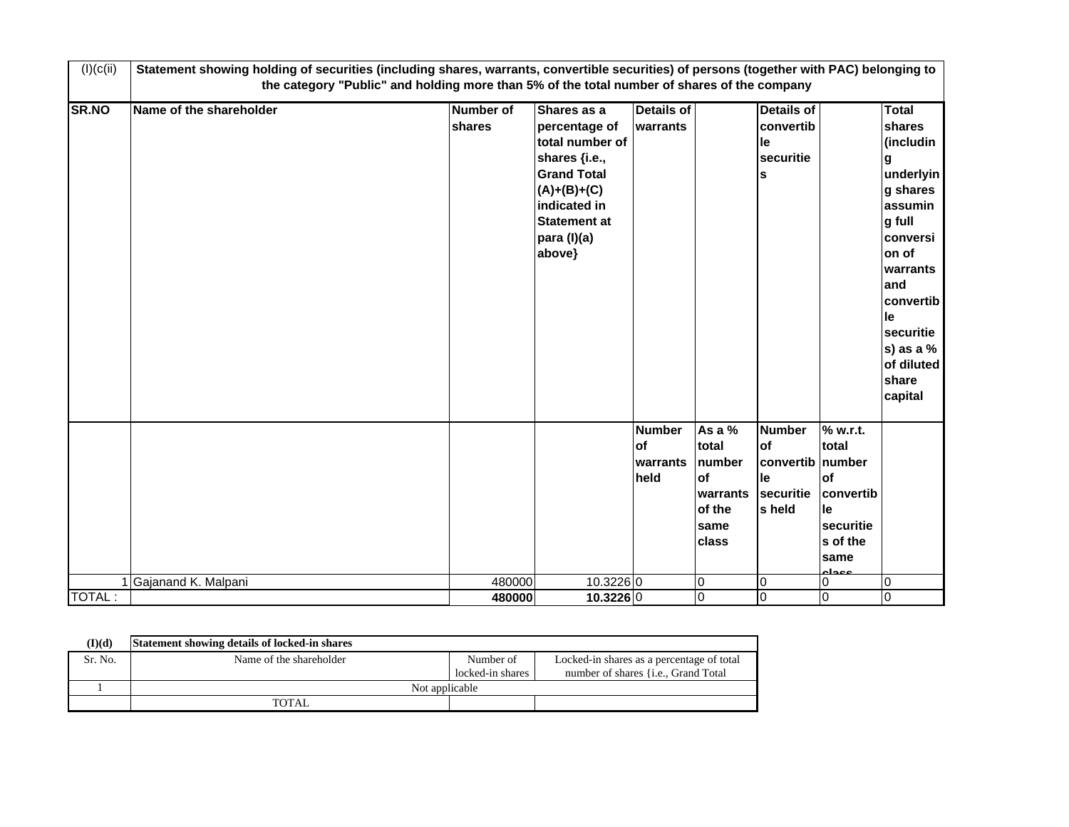| (I)(c(ii) | Statement showing holding of securities (including shares, warrants, convertible securities) of persons (together with PAC) belonging to the category "Public" and holding more than 5% of the total number of shares of the company | | | | | | | |
|---|---|---|---|---|---|---|---|---|
| **SR.NO** | **Name of the shareholder** | **Number of shares** | **Shares as a percentage of total number of shares {i.e., Grand Total (A)+(B)+(C) indicated in Statement at para (I)(a) above}** | **Details of warrants** | | **Details of convertible securities** | | **Total shares (including underlying shares assuming full conversion of warrants and convertible securities) as a % of diluted share capital** |
| | | | | **Number of warrants held** | **As a % total number of warrants of the same class** | **Number of convertible securities held** | **% w.r.t. total number of convertible securities of the same class** | |
| 1 | Gajanand K. Malpani | 480000 | 10.3226 | 0 | 0 | 0 | 0 | 0 |
| TOTAL : | | **480000** | **10.3226** | 0 | 0 | 0 | 0 | 0 |

| (I)(d) | Statement showing details of locked-in shares | | |
|---|---|---|---|
| Sr. No. | Name of the shareholder | Number of locked-in shares | Locked-in shares as a percentage of total number of shares {i.e., Grand Total |
| 1 | Not applicable | | |
| | TOTAL | | |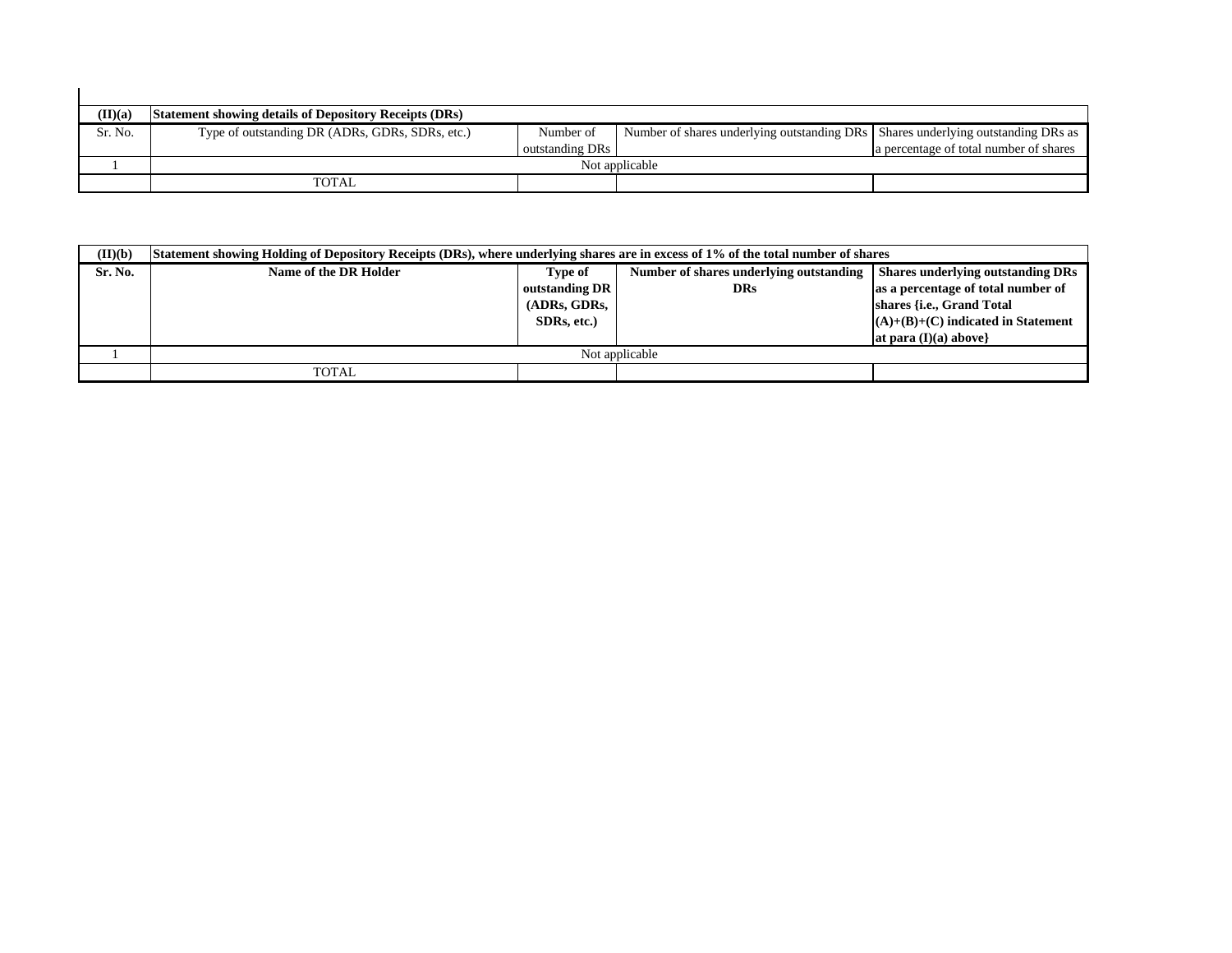| (II)(a) | Statement showing details of Depository Receipts (DRs) | | | |
|---|---|---|---|---|
| Sr. No. | Type of outstanding DR (ADRs, GDRs, SDRs, etc.) | Number of outstanding DRs | Number of shares underlying outstanding DRs | Shares underlying outstanding DRs as a percentage of total number of shares |
| 1 | Not applicable | | | |
| | TOTAL | | | |

| (II)(b) | Statement showing Holding of Depository Receipts (DRs), where underlying shares are in excess of 1% of the total number of shares | | | |
|---|---|---|---|---|
| **Sr. No.** | **Name of the DR Holder** | **Type of outstanding DR (ADRs, GDRs, SDRs, etc.)** | **Number of shares underlying outstanding DRs** | **Shares underlying outstanding DRs as a percentage of total number of shares {i.e., Grand Total (A)+(B)+(C) indicated in Statement at para (I)(a) above}** |
| 1 | Not applicable | | | |
| | TOTAL | | | |